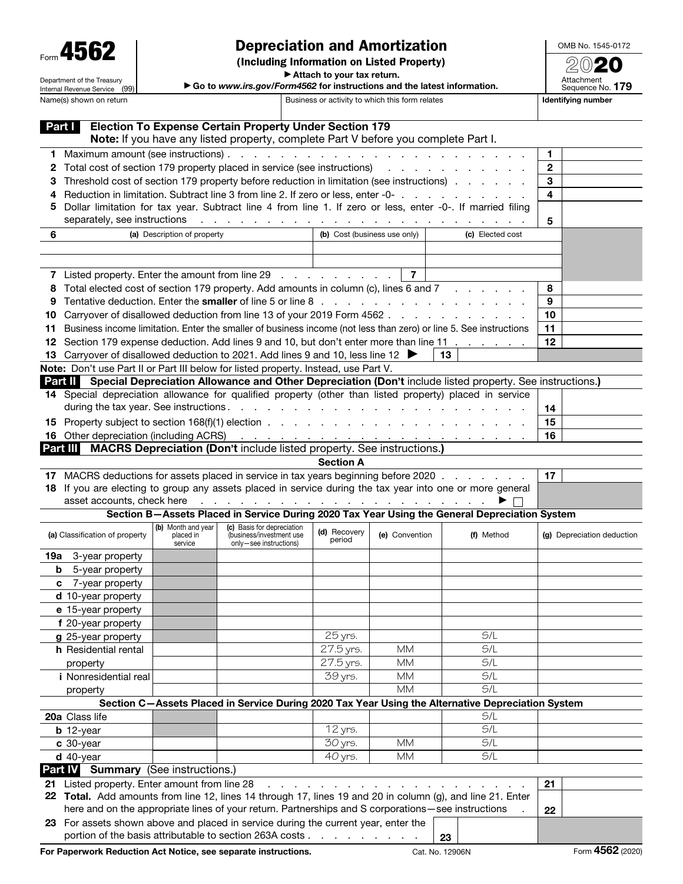Form **4562**

Department of the Treasury
Internal Revenue Service (99)

# Depreciation and Amortization

**(Including Information on Listed Property)**

▶ Attach to your tax return.

▶ Go to *www.irs.gov/Form4562* for instructions and the latest information.

OMB No. 1545-0172

**2020**

Attachment Sequence No. **179**

| Name(s) shown on return | Business or activity to which this form relates | Identifying number |
|---|---|---|
| | | |

## Part I Election To Expense Certain Property Under Section 179

**Note:** If you have any listed property, complete Part V before you complete Part I.

| | | | |
|---|---|---|---|
| **1** | Maximum amount (see instructions) | **1** | |
| **2** | Total cost of section 179 property placed in service (see instructions) | **2** | |
| **3** | Threshold cost of section 179 property before reduction in limitation (see instructions) | **3** | |
| **4** | Reduction in limitation. Subtract line 3 from line 2. If zero or less, enter -0- | **4** | |
| **5** | Dollar limitation for tax year. Subtract line 4 from line 1. If zero or less, enter -0-. If married filing separately, see instructions | **5** | |

| **6** | (a) Description of property | (b) Cost (business use only) | (c) Elected cost |
|---|---|---|---|
| | | | |
| | | | |

| | | | |
|---|---|---|---|
| **7** | Listed property. Enter the amount from line 29 | **7** | |
| **8** | Total elected cost of section 179 property. Add amounts in column (c), lines 6 and 7 | **8** | |
| **9** | Tentative deduction. Enter the **smaller** of line 5 or line 8 | **9** | |
| **10** | Carryover of disallowed deduction from line 13 of your 2019 Form 4562 | **10** | |
| **11** | Business income limitation. Enter the smaller of business income (not less than zero) or line 5. See instructions | **11** | |
| **12** | Section 179 expense deduction. Add lines 9 and 10, but don't enter more than line 11 | **12** | |
| **13** | Carryover of disallowed deduction to 2021. Add lines 9 and 10, less line 12 ▶ | **13** | |

**Note:** Don't use Part II or Part III below for listed property. Instead, use Part V.

## Part II Special Depreciation Allowance and Other Depreciation (Don't include listed property. See instructions.)

| | | | |
|---|---|---|---|
| **14** | Special depreciation allowance for qualified property (other than listed property) placed in service during the tax year. See instructions | **14** | |
| **15** | Property subject to section 168(f)(1) election | **15** | |
| **16** | Other depreciation (including ACRS) | **16** | |

## Part III MACRS Depreciation (Don't include listed property. See instructions.)

### Section A

| | | | |
|---|---|---|---|
| **17** | MACRS deductions for assets placed in service in tax years beginning before 2020 | **17** | |
| **18** | If you are electing to group any assets placed in service during the tax year into one or more general asset accounts, check here ▶ ☐ | | |

### Section B—Assets Placed in Service During 2020 Tax Year Using the General Depreciation System

| (a) Classification of property | (b) Month and year placed in service | (c) Basis for depreciation (business/investment use only—see instructions) | (d) Recovery period | (e) Convention | (f) Method | (g) Depreciation deduction |
|---|---|---|---|---|---|---|
| **19a** 3-year property | | | | | | |
| **b** 5-year property | | | | | | |
| **c** 7-year property | | | | | | |
| **d** 10-year property | | | | | | |
| **e** 15-year property | | | | | | |
| **f** 20-year property | | | | | | |
| **g** 25-year property | | | 25 yrs. | | S/L | |
| **h** Residential rental property | | | 27.5 yrs. | MM | S/L | |
| | | | 27.5 yrs. | MM | S/L | |
| **i** Nonresidential real property | | | 39 yrs. | MM | S/L | |
| | | | | MM | S/L | |

### Section C—Assets Placed in Service During 2020 Tax Year Using the Alternative Depreciation System

| (a) Classification of property | (b) Month and year placed in service | (c) Basis for depreciation | (d) Recovery period | (e) Convention | (f) Method | (g) Depreciation deduction |
|---|---|---|---|---|---|---|
| **20a** Class life | | | | | S/L | |
| **b** 12-year | | | 12 yrs. | | S/L | |
| **c** 30-year | | | 30 yrs. | MM | S/L | |
| **d** 40-year | | | 40 yrs. | MM | S/L | |

## Part IV Summary (See instructions.)

| | | | |
|---|---|---|---|
| **21** | Listed property. Enter amount from line 28 | **21** | |
| **22** | **Total.** Add amounts from line 12, lines 14 through 17, lines 19 and 20 in column (g), and line 21. Enter here and on the appropriate lines of your return. Partnerships and S corporations—see instructions | **22** | |
| **23** | For assets shown above and placed in service during the current year, enter the portion of the basis attributable to section 263A costs | **23** | |

**For Paperwork Reduction Act Notice, see separate instructions.** Cat. No. 12906N Form **4562** (2020)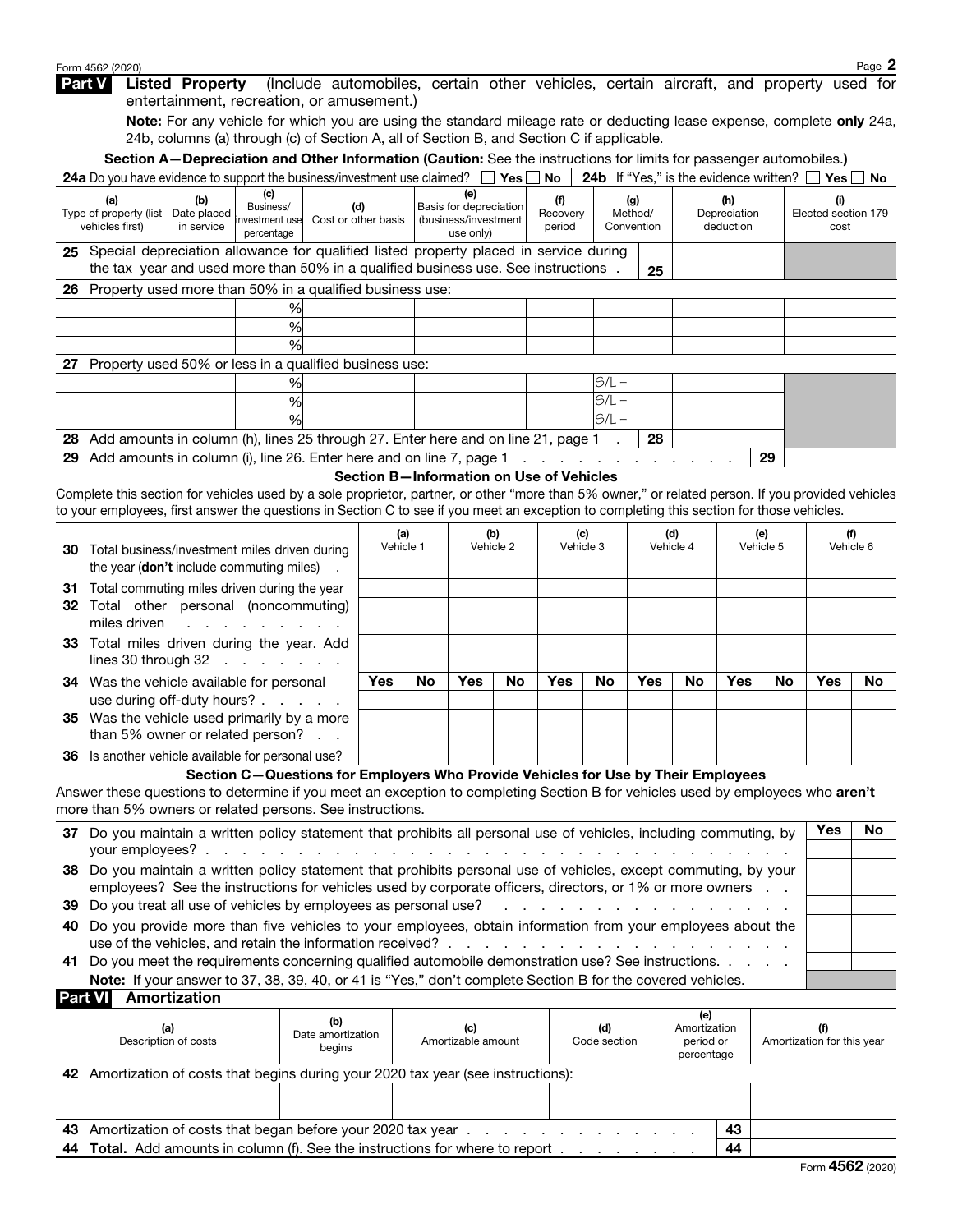## Part V Listed Property (Include automobiles, certain other vehicles, certain aircraft, and property used for entertainment, recreation, or amusement.)

**Note:** For any vehicle for which you are using the standard mileage rate or deducting lease expense, complete **only** 24a, 24b, columns (a) through (c) of Section A, all of Section B, and Section C if applicable.

### Section A—Depreciation and Other Information (Caution: See the instructions for limits for passenger automobiles.)

**24a** Do you have evidence to support the business/investment use claimed? ☐ Yes ☐ No **24b** If "Yes," is the evidence written? ☐ Yes ☐ No

| (a) Type of property (list vehicles first) | (b) Date placed in service | (c) Business/ investment use percentage | (d) Cost or other basis | (e) Basis for depreciation (business/investment use only) | (f) Recovery period | (g) Method/ Convention | (h) Depreciation deduction | (i) Elected section 179 cost |
|---|---|---|---|---|---|---|---|---|
| **25** Special depreciation allowance for qualified listed property placed in service during the tax year and used more than 50% in a qualified business use. See instructions . | | | | | | 25 | | |
| **26** Property used more than 50% in a qualified business use: | | | | | | | | |
| | | % | | | | | | |
| | | % | | | | | | |
| | | % | | | | | | |
| **27** Property used 50% or less in a qualified business use: | | | | | | | | |
| | | % | | | | S/L – | | |
| | | % | | | | S/L – | | |
| | | % | | | | S/L – | | |
| **28** Add amounts in column (h), lines 25 through 27. Enter here and on line 21, page 1 . | | | | | | 28 | | |
| **29** Add amounts in column (i), line 26. Enter here and on line 7, page 1 | | | | | | | 29 | |

### Section B—Information on Use of Vehicles

Complete this section for vehicles used by a sole proprietor, partner, or other "more than 5% owner," or related person. If you provided vehicles to your employees, first answer the questions in Section C to see if you meet an exception to completing this section for those vehicles.

| | (a) Vehicle 1 | | (b) Vehicle 2 | | (c) Vehicle 3 | | (d) Vehicle 4 | | (e) Vehicle 5 | | (f) Vehicle 6 | |
|---|---|---|---|---|---|---|---|---|---|---|---|---|
| **30** Total business/investment miles driven during the year (**don't** include commuting miles) . | | | | | | | | | | | | |
| **31** Total commuting miles driven during the year | | | | | | | | | | | | |
| **32** Total other personal (noncommuting) miles driven | | | | | | | | | | | | |
| **33** Total miles driven during the year. Add lines 30 through 32 | | | | | | | | | | | | |
| | **Yes** | **No** | **Yes** | **No** | **Yes** | **No** | **Yes** | **No** | **Yes** | **No** | **Yes** | **No** |
| **34** Was the vehicle available for personal use during off-duty hours? | | | | | | | | | | | | |
| **35** Was the vehicle used primarily by a more than 5% owner or related person? | | | | | | | | | | | | |
| **36** Is another vehicle available for personal use? | | | | | | | | | | | | |

### Section C—Questions for Employers Who Provide Vehicles for Use by Their Employees

Answer these questions to determine if you meet an exception to completing Section B for vehicles used by employees who **aren't** more than 5% owners or related persons. See instructions.

| | Yes | No |
|---|---|---|
| **37** Do you maintain a written policy statement that prohibits all personal use of vehicles, including commuting, by your employees? | | |
| **38** Do you maintain a written policy statement that prohibits personal use of vehicles, except commuting, by your employees? See the instructions for vehicles used by corporate officers, directors, or 1% or more owners | | |
| **39** Do you treat all use of vehicles by employees as personal use? | | |
| **40** Do you provide more than five vehicles to your employees, obtain information from your employees about the use of the vehicles, and retain the information received? | | |
| **41** Do you meet the requirements concerning qualified automobile demonstration use? See instructions. | | |

**Note:** If your answer to 37, 38, 39, 40, or 41 is "Yes," don't complete Section B for the covered vehicles.

## Part VI Amortization

| (a) Description of costs | (b) Date amortization begins | (c) Amortizable amount | (d) Code section | (e) Amortization period or percentage | (f) Amortization for this year |
|---|---|---|---|---|---|
| **42** Amortization of costs that begins during your 2020 tax year (see instructions): | | | | | |
| | | | | | |
| | | | | | |
| **43** Amortization of costs that began before your 2020 tax year | | | | 43 | |
| **44 Total.** Add amounts in column (f). See the instructions for where to report | | | | 44 | |

Form **4562** (2020)